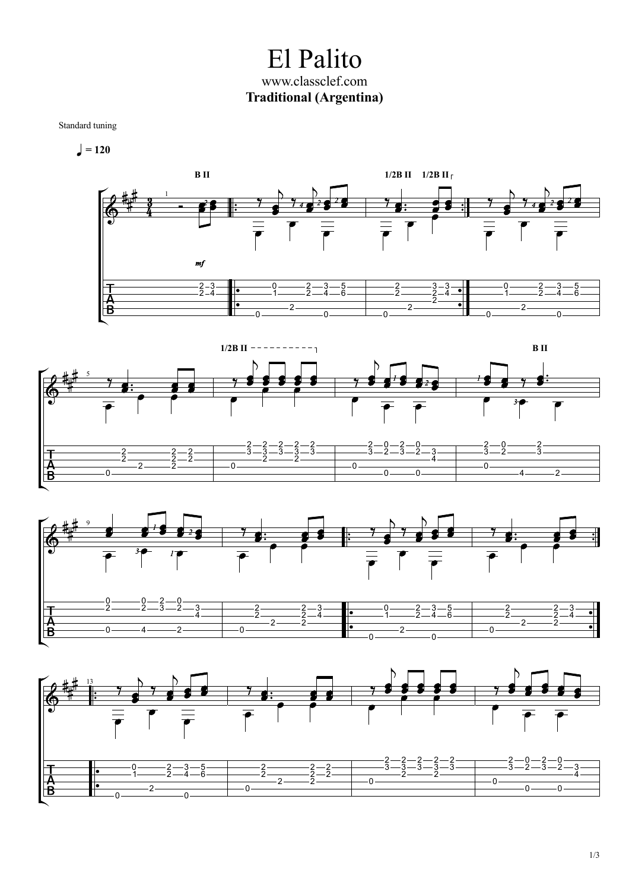# El Palito

www.classclef.com

**Traditional (Argentina)**

Standard tuning

♩ = 120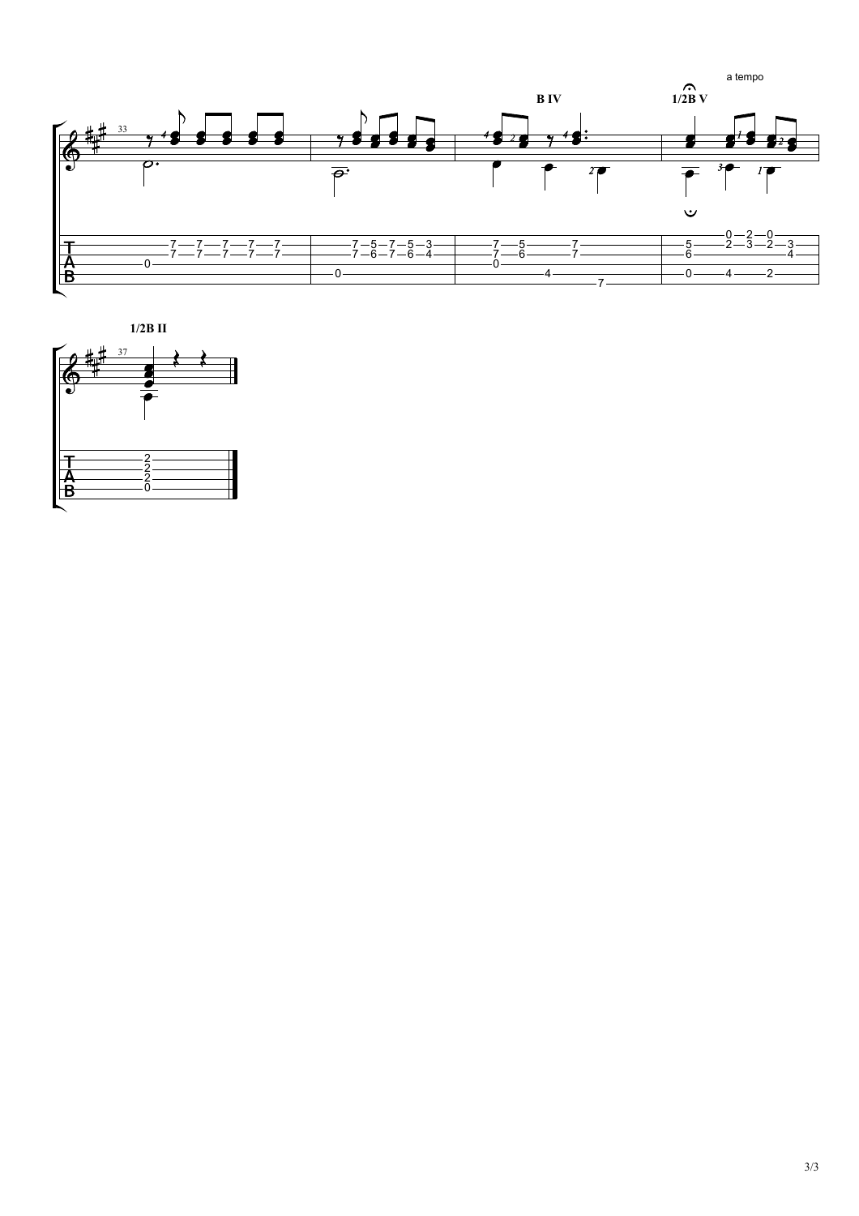a tempo

B IV

1/2B V

1/2B II